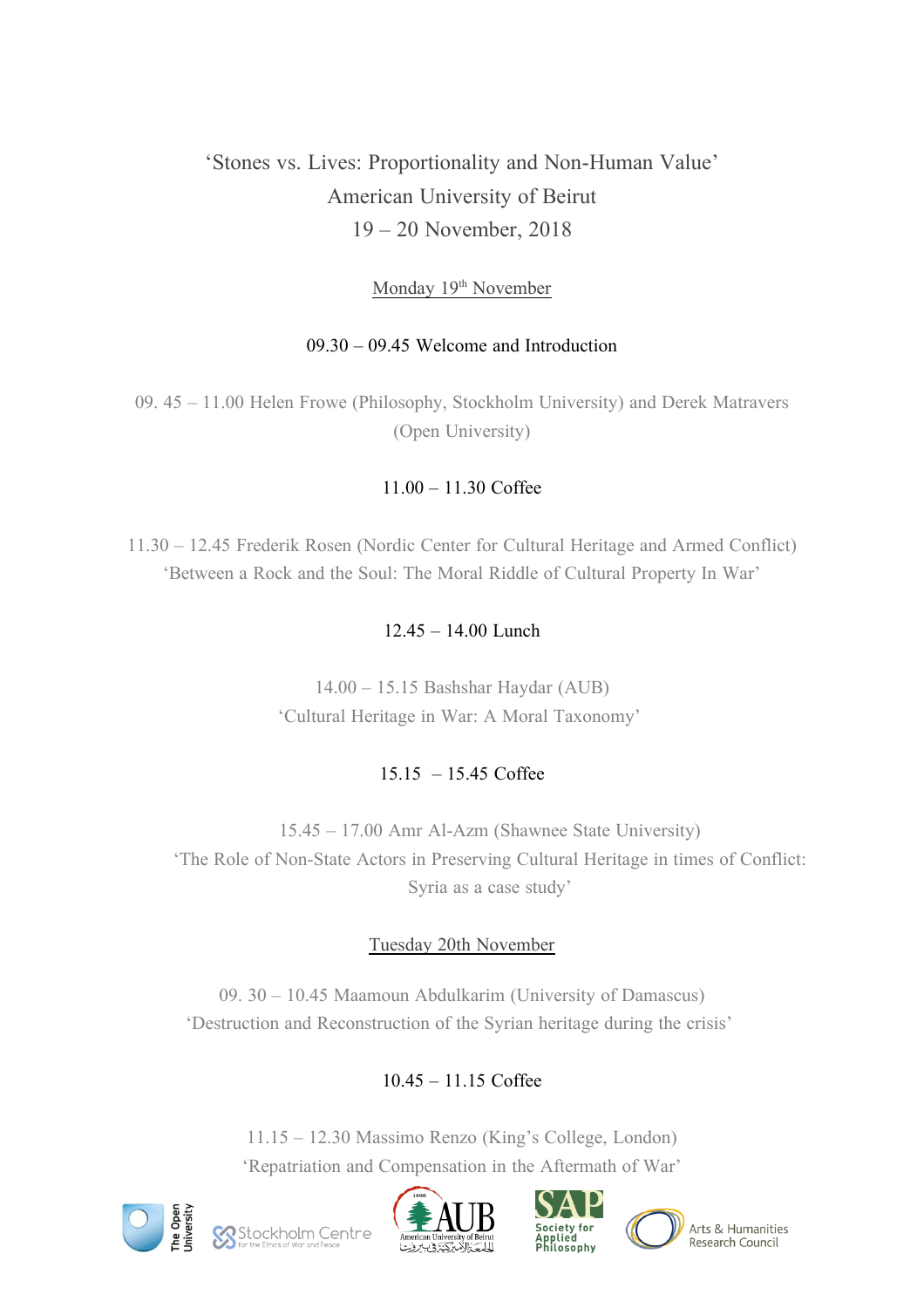# 'Stones vs. Lives: Proportionality and Non-Human Value'

## American University of Beirut

## 19 – 20 November, 2018

Monday 19th November

09.30 – 09.45 Welcome and Introduction

09. 45 – 11.00 Helen Frowe (Philosophy, Stockholm University) and Derek Matravers (Open University)

11.00 – 11.30 Coffee

11.30 – 12.45 Frederik Rosen (Nordic Center for Cultural Heritage and Armed Conflict)
'Between a Rock and the Soul: The Moral Riddle of Cultural Property In War'

12.45 – 14.00 Lunch

14.00 – 15.15 Bashshar Haydar (AUB)
'Cultural Heritage in War: A Moral Taxonomy'

15.15 – 15.45 Coffee

15.45 – 17.00 Amr Al-Azm (Shawnee State University)
'The Role of Non-State Actors in Preserving Cultural Heritage in times of Conflict: Syria as a case study'

Tuesday 20th November

09. 30 – 10.45 Maamoun Abdulkarim (University of Damascus)
'Destruction and Reconstruction of the Syrian heritage during the crisis'

10.45 – 11.15 Coffee

11.15 – 12.30 Massimo Renzo (King's College, London)
'Repatriation and Compensation in the Aftermath of War'

The Open University | Stockholm Centre for the Ethics of War and Peace | AUB American University of Beirut الجامعة الأمريكية في بيروت | Society for Applied Philosophy | Arts & Humanities Research Council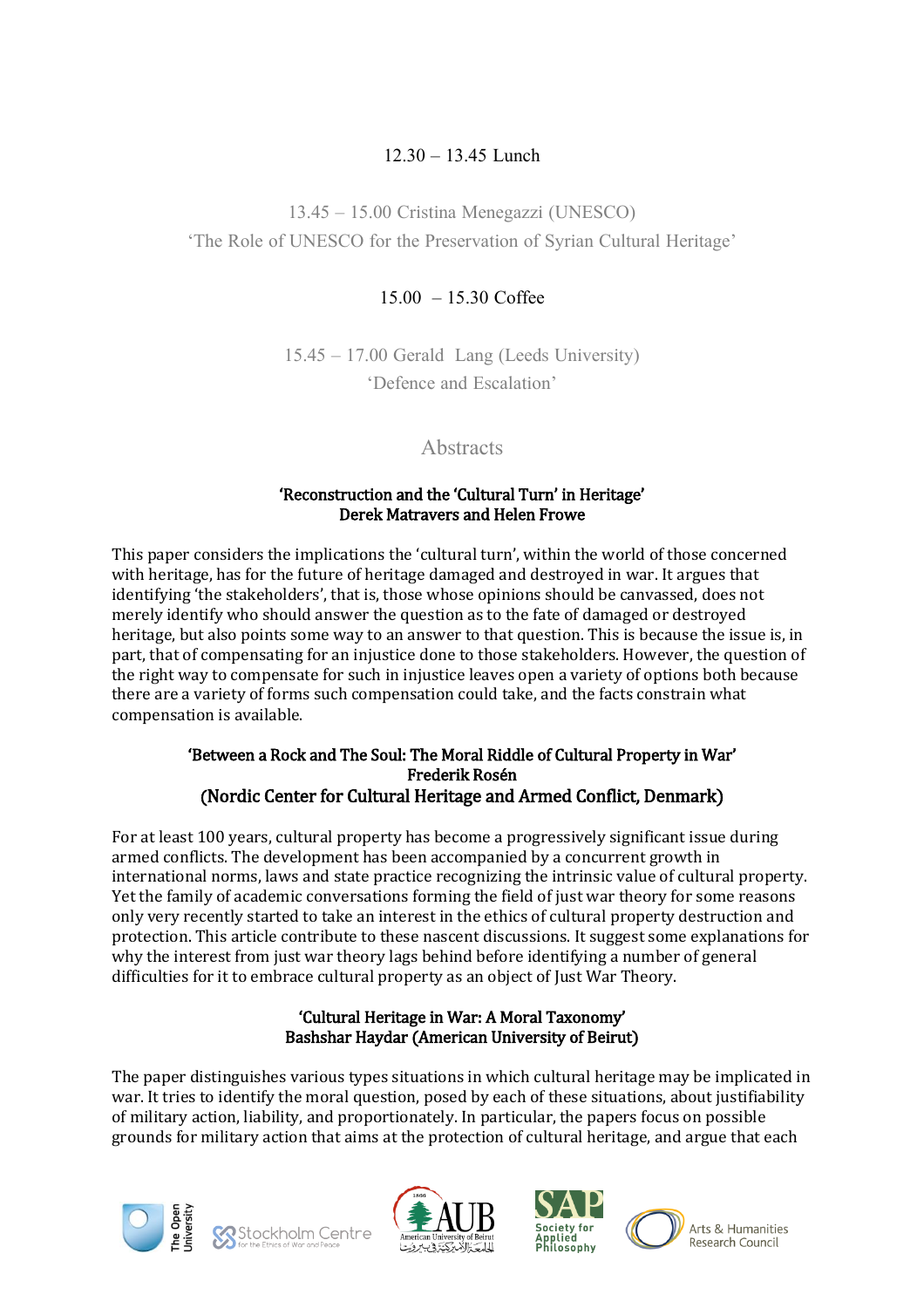12.30 – 13.45 Lunch

13.45 – 15.00 Cristina Menegazzi (UNESCO)
'The Role of UNESCO for the Preservation of Syrian Cultural Heritage'

15.00 – 15.30 Coffee

15.45 – 17.00 Gerald Lang (Leeds University)
'Defence and Escalation'

## Abstracts

**'Reconstruction and the 'Cultural Turn' in Heritage'**
**Derek Matravers and Helen Frowe**

This paper considers the implications the 'cultural turn', within the world of those concerned with heritage, has for the future of heritage damaged and destroyed in war. It argues that identifying 'the stakeholders', that is, those whose opinions should be canvassed, does not merely identify who should answer the question as to the fate of damaged or destroyed heritage, but also points some way to an answer to that question. This is because the issue is, in part, that of compensating for an injustice done to those stakeholders. However, the question of the right way to compensate for such in injustice leaves open a variety of options both because there are a variety of forms such compensation could take, and the facts constrain what compensation is available.

**'Between a Rock and The Soul: The Moral Riddle of Cultural Property in War'**
**Frederik Rosén**
**(Nordic Center for Cultural Heritage and Armed Conflict, Denmark)**

For at least 100 years, cultural property has become a progressively significant issue during armed conflicts. The development has been accompanied by a concurrent growth in international norms, laws and state practice recognizing the intrinsic value of cultural property. Yet the family of academic conversations forming the field of just war theory for some reasons only very recently started to take an interest in the ethics of cultural property destruction and protection. This article contribute to these nascent discussions. It suggest some explanations for why the interest from just war theory lags behind before identifying a number of general difficulties for it to embrace cultural property as an object of Just War Theory.

**'Cultural Heritage in War: A Moral Taxonomy'**
**Bashshar Haydar (American University of Beirut)**

The paper distinguishes various types situations in which cultural heritage may be implicated in war. It tries to identify the moral question, posed by each of these situations, about justifiability of military action, liability, and proportionately. In particular, the papers focus on possible grounds for military action that aims at the protection of cultural heritage, and argue that each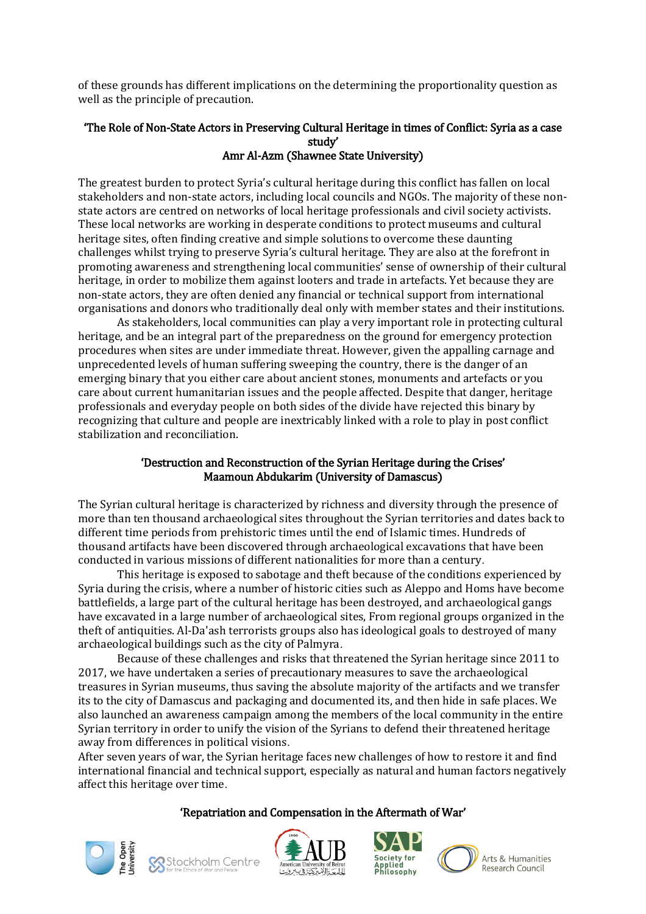of these grounds has different implications on the determining the proportionality question as well as the principle of precaution.

**'The Role of Non-State Actors in Preserving Cultural Heritage in times of Conflict: Syria as a case study'**
**Amr Al-Azm (Shawnee State University)**

The greatest burden to protect Syria's cultural heritage during this conflict has fallen on local stakeholders and non-state actors, including local councils and NGOs. The majority of these non-state actors are centred on networks of local heritage professionals and civil society activists. These local networks are working in desperate conditions to protect museums and cultural heritage sites, often finding creative and simple solutions to overcome these daunting challenges whilst trying to preserve Syria's cultural heritage. They are also at the forefront in promoting awareness and strengthening local communities' sense of ownership of their cultural heritage, in order to mobilize them against looters and trade in artefacts. Yet because they are non-state actors, they are often denied any financial or technical support from international organisations and donors who traditionally deal only with member states and their institutions.

As stakeholders, local communities can play a very important role in protecting cultural heritage, and be an integral part of the preparedness on the ground for emergency protection procedures when sites are under immediate threat. However, given the appalling carnage and unprecedented levels of human suffering sweeping the country, there is the danger of an emerging binary that you either care about ancient stones, monuments and artefacts or you care about current humanitarian issues and the people affected. Despite that danger, heritage professionals and everyday people on both sides of the divide have rejected this binary by recognizing that culture and people are inextricably linked with a role to play in post conflict stabilization and reconciliation.

**'Destruction and Reconstruction of the Syrian Heritage during the Crises'**
**Maamoun Abdukarim (University of Damascus)**

The Syrian cultural heritage is characterized by richness and diversity through the presence of more than ten thousand archaeological sites throughout the Syrian territories and dates back to different time periods from prehistoric times until the end of Islamic times. Hundreds of thousand artifacts have been discovered through archaeological excavations that have been conducted in various missions of different nationalities for more than a century.

This heritage is exposed to sabotage and theft because of the conditions experienced by Syria during the crisis, where a number of historic cities such as Aleppo and Homs have become battlefields, a large part of the cultural heritage has been destroyed, and archaeological gangs have excavated in a large number of archaeological sites, From regional groups organized in the theft of antiquities. Al-Da'ash terrorists groups also has ideological goals to destroyed of many archaeological buildings such as the city of Palmyra.

Because of these challenges and risks that threatened the Syrian heritage since 2011 to 2017, we have undertaken a series of precautionary measures to save the archaeological treasures in Syrian museums, thus saving the absolute majority of the artifacts and we transfer its to the city of Damascus and packaging and documented its, and then hide in safe places. We also launched an awareness campaign among the members of the local community in the entire Syrian territory in order to unify the vision of the Syrians to defend their threatened heritage away from differences in political visions.

After seven years of war, the Syrian heritage faces new challenges of how to restore it and find international financial and technical support, especially as natural and human factors negatively affect this heritage over time.

**'Repatriation and Compensation in the Aftermath of War'**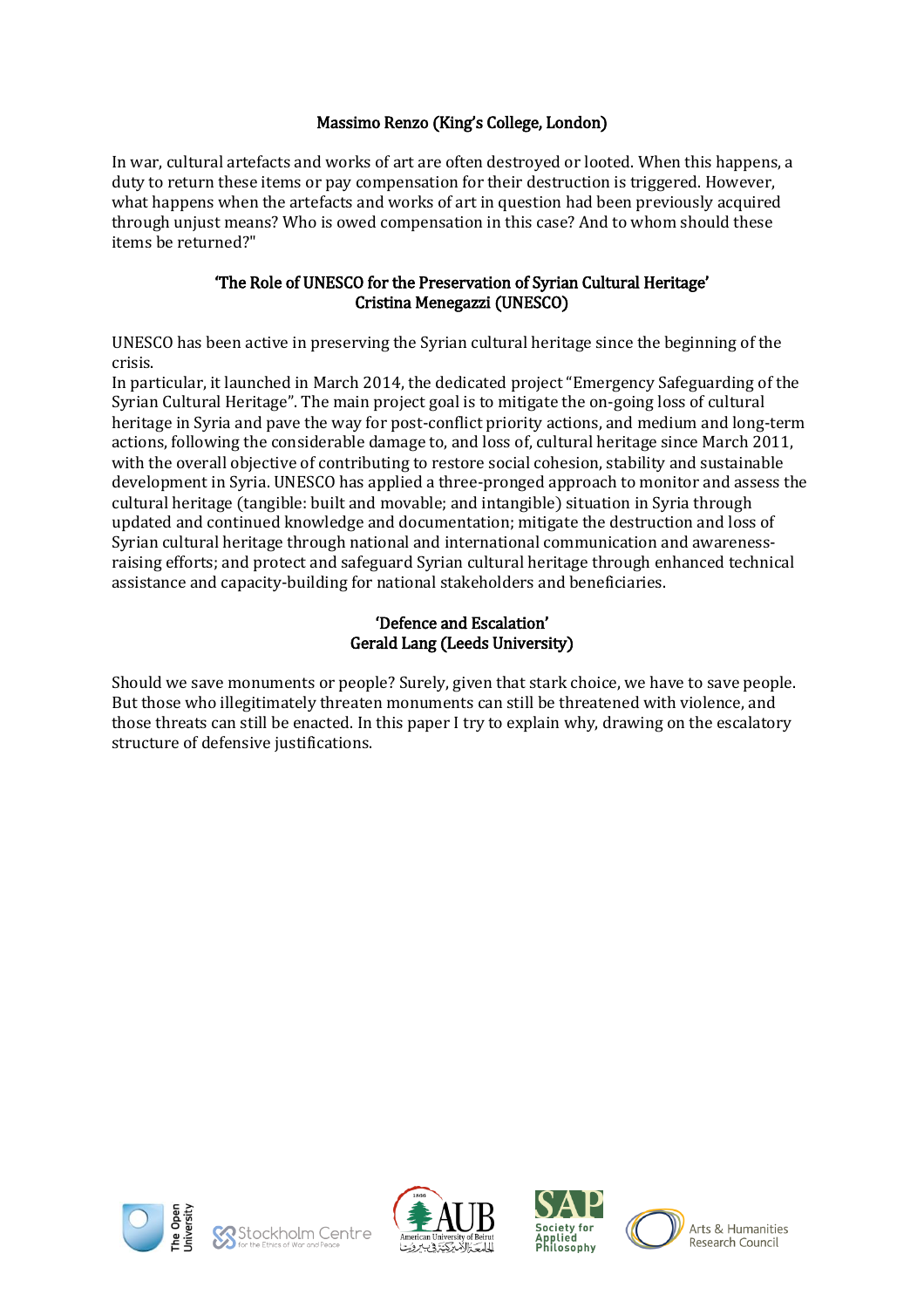### Massimo Renzo (King's College, London)

In war, cultural artefacts and works of art are often destroyed or looted. When this happens, a duty to return these items or pay compensation for their destruction is triggered. However, what happens when the artefacts and works of art in question had been previously acquired through unjust means? Who is owed compensation in this case? And to whom should these items be returned?"

### 'The Role of UNESCO for the Preservation of Syrian Cultural Heritage'
### Cristina Menegazzi (UNESCO)

UNESCO has been active in preserving the Syrian cultural heritage since the beginning of the crisis.

In particular, it launched in March 2014, the dedicated project "Emergency Safeguarding of the Syrian Cultural Heritage". The main project goal is to mitigate the on-going loss of cultural heritage in Syria and pave the way for post-conflict priority actions, and medium and long-term actions, following the considerable damage to, and loss of, cultural heritage since March 2011, with the overall objective of contributing to restore social cohesion, stability and sustainable development in Syria. UNESCO has applied a three-pronged approach to monitor and assess the cultural heritage (tangible: built and movable; and intangible) situation in Syria through updated and continued knowledge and documentation; mitigate the destruction and loss of Syrian cultural heritage through national and international communication and awareness-raising efforts; and protect and safeguard Syrian cultural heritage through enhanced technical assistance and capacity-building for national stakeholders and beneficiaries.

### 'Defence and Escalation'
### Gerald Lang (Leeds University)

Should we save monuments or people? Surely, given that stark choice, we have to save people. But those who illegitimately threaten monuments can still be threatened with violence, and those threats can still be enacted. In this paper I try to explain why, drawing on the escalatory structure of defensive justifications.